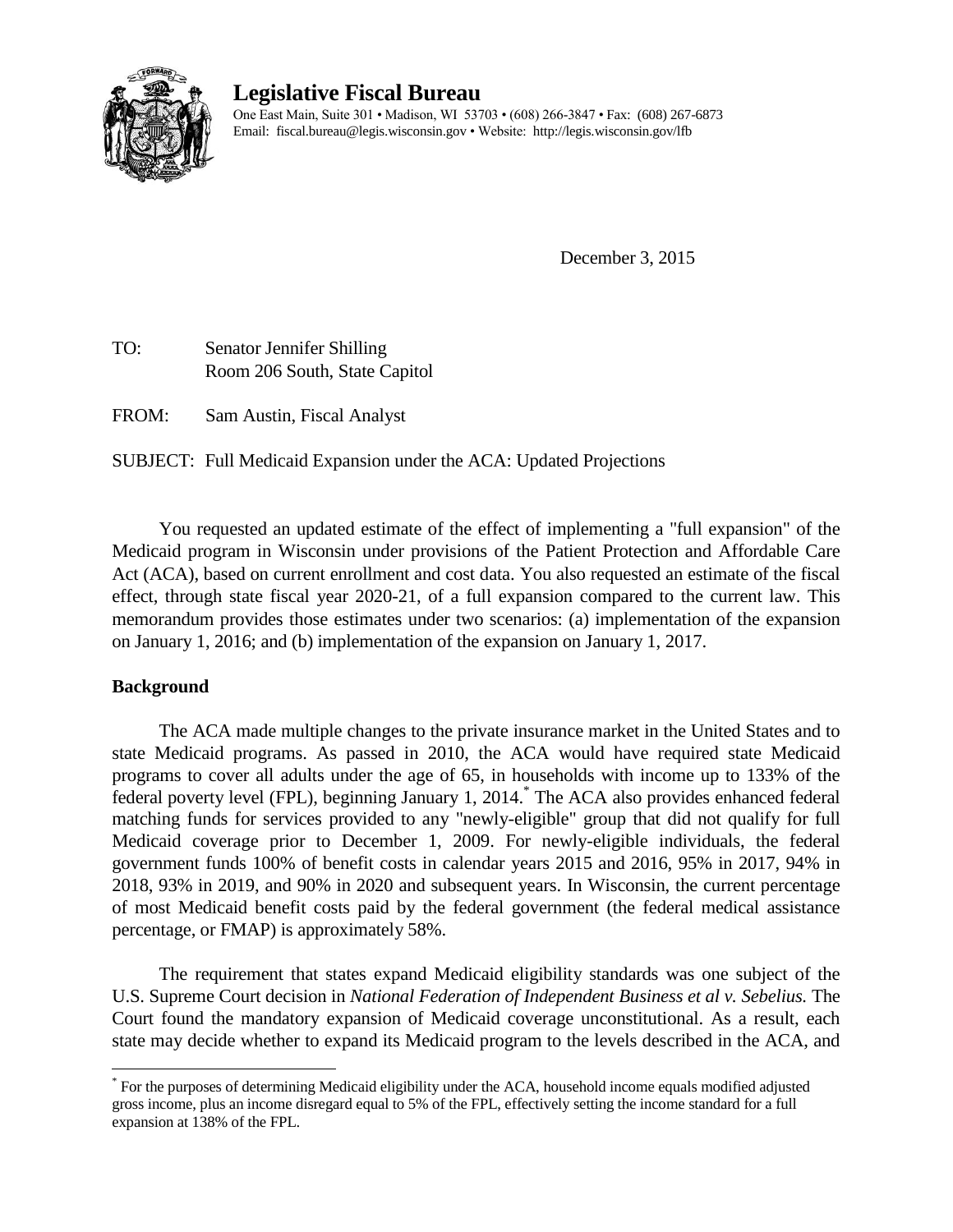# Legislative Fiscal Bureau

One East Main, Suite 301 • Madison, WI 53703 • (608) 266-3847 • Fax: (608) 267-6873
Email: fiscal.bureau@legis.wisconsin.gov • Website: http://legis.wisconsin.gov/lfb

December 3, 2015

TO: Senator Jennifer Shilling
Room 206 South, State Capitol

FROM: Sam Austin, Fiscal Analyst

SUBJECT: Full Medicaid Expansion under the ACA: Updated Projections

You requested an updated estimate of the effect of implementing a "full expansion" of the Medicaid program in Wisconsin under provisions of the Patient Protection and Affordable Care Act (ACA), based on current enrollment and cost data. You also requested an estimate of the fiscal effect, through state fiscal year 2020-21, of a full expansion compared to the current law. This memorandum provides those estimates under two scenarios: (a) implementation of the expansion on January 1, 2016; and (b) implementation of the expansion on January 1, 2017.

## Background

The ACA made multiple changes to the private insurance market in the United States and to state Medicaid programs. As passed in 2010, the ACA would have required state Medicaid programs to cover all adults under the age of 65, in households with income up to 133% of the federal poverty level (FPL), beginning January 1, 2014.* The ACA also provides enhanced federal matching funds for services provided to any "newly-eligible" group that did not qualify for full Medicaid coverage prior to December 1, 2009. For newly-eligible individuals, the federal government funds 100% of benefit costs in calendar years 2015 and 2016, 95% in 2017, 94% in 2018, 93% in 2019, and 90% in 2020 and subsequent years. In Wisconsin, the current percentage of most Medicaid benefit costs paid by the federal government (the federal medical assistance percentage, or FMAP) is approximately 58%.

The requirement that states expand Medicaid eligibility standards was one subject of the U.S. Supreme Court decision in *National Federation of Independent Business et al v. Sebelius.* The Court found the mandatory expansion of Medicaid coverage unconstitutional. As a result, each state may decide whether to expand its Medicaid program to the levels described in the ACA, and

---

* For the purposes of determining Medicaid eligibility under the ACA, household income equals modified adjusted gross income, plus an income disregard equal to 5% of the FPL, effectively setting the income standard for a full expansion at 138% of the FPL.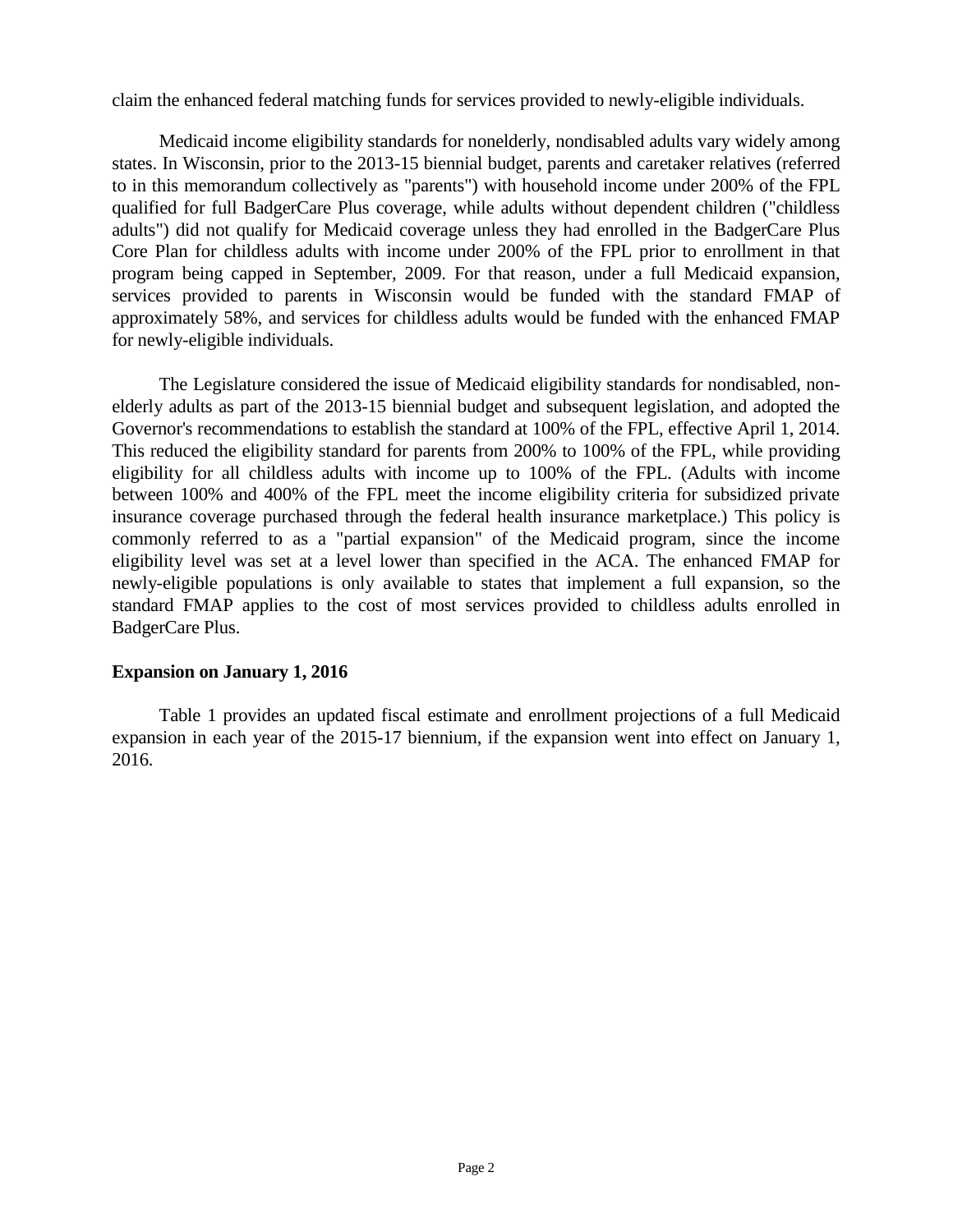claim the enhanced federal matching funds for services provided to newly-eligible individuals.

Medicaid income eligibility standards for nonelderly, nondisabled adults vary widely among states. In Wisconsin, prior to the 2013-15 biennial budget, parents and caretaker relatives (referred to in this memorandum collectively as "parents") with household income under 200% of the FPL qualified for full BadgerCare Plus coverage, while adults without dependent children ("childless adults") did not qualify for Medicaid coverage unless they had enrolled in the BadgerCare Plus Core Plan for childless adults with income under 200% of the FPL prior to enrollment in that program being capped in September, 2009. For that reason, under a full Medicaid expansion, services provided to parents in Wisconsin would be funded with the standard FMAP of approximately 58%, and services for childless adults would be funded with the enhanced FMAP for newly-eligible individuals.

The Legislature considered the issue of Medicaid eligibility standards for nondisabled, non-elderly adults as part of the 2013-15 biennial budget and subsequent legislation, and adopted the Governor's recommendations to establish the standard at 100% of the FPL, effective April 1, 2014. This reduced the eligibility standard for parents from 200% to 100% of the FPL, while providing eligibility for all childless adults with income up to 100% of the FPL. (Adults with income between 100% and 400% of the FPL meet the income eligibility criteria for subsidized private insurance coverage purchased through the federal health insurance marketplace.) This policy is commonly referred to as a "partial expansion" of the Medicaid program, since the income eligibility level was set at a level lower than specified in the ACA. The enhanced FMAP for newly-eligible populations is only available to states that implement a full expansion, so the standard FMAP applies to the cost of most services provided to childless adults enrolled in BadgerCare Plus.

**Expansion on January 1, 2016**

Table 1 provides an updated fiscal estimate and enrollment projections of a full Medicaid expansion in each year of the 2015-17 biennium, if the expansion went into effect on January 1, 2016.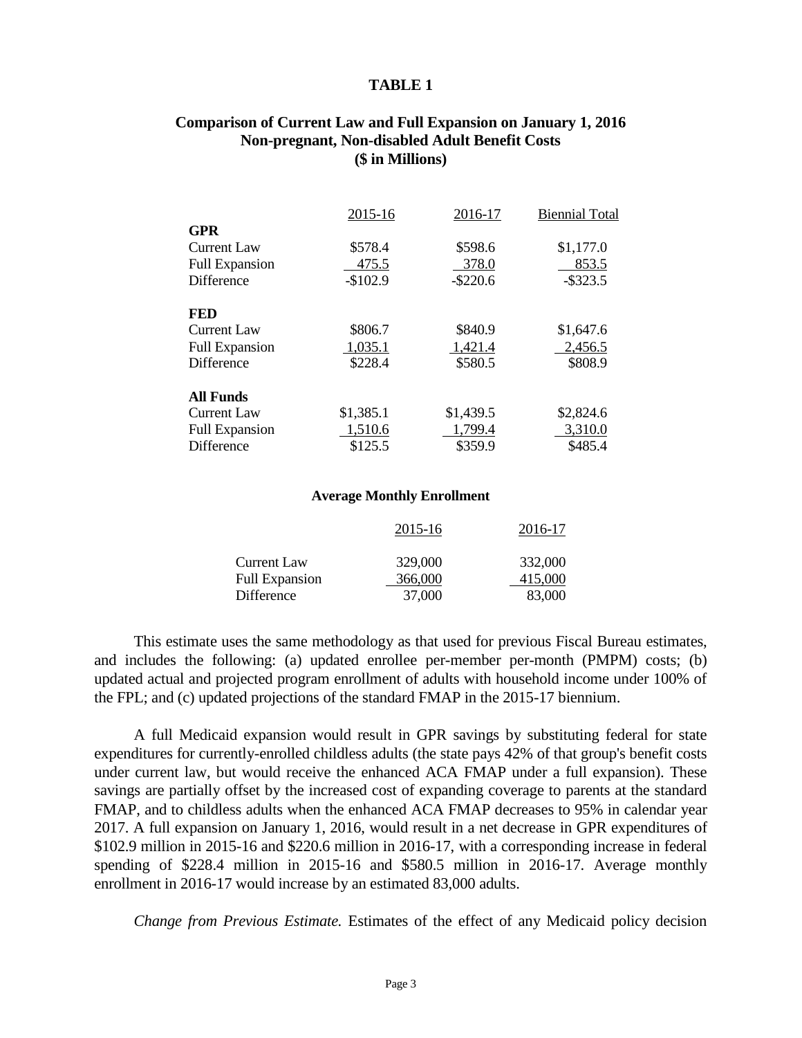**TABLE 1**

**Comparison of Current Law and Full Expansion on January 1, 2016**
**Non-pregnant, Non-disabled Adult Benefit Costs**
**($ in Millions)**

| | 2015-16 | 2016-17 | Biennial Total |
|---|---|---|---|
| **GPR** | | | |
| Current Law | $578.4 | $598.6 | $1,177.0 |
| Full Expansion | 475.5 | 378.0 | 853.5 |
| Difference | -$102.9 | -$220.6 | -$323.5 |
| | | | |
| **FED** | | | |
| Current Law | $806.7 | $840.9 | $1,647.6 |
| Full Expansion | 1,035.1 | 1,421.4 | 2,456.5 |
| Difference | $228.4 | $580.5 | $808.9 |
| | | | |
| **All Funds** | | | |
| Current Law | $1,385.1 | $1,439.5 | $2,824.6 |
| Full Expansion | 1,510.6 | 1,799.4 | 3,310.0 |
| Difference | $125.5 | $359.9 | $485.4 |

**Average Monthly Enrollment**

| | 2015-16 | 2016-17 |
|---|---|---|
| Current Law | 329,000 | 332,000 |
| Full Expansion | 366,000 | 415,000 |
| Difference | 37,000 | 83,000 |

This estimate uses the same methodology as that used for previous Fiscal Bureau estimates, and includes the following: (a) updated enrollee per-member per-month (PMPM) costs; (b) updated actual and projected program enrollment of adults with household income under 100% of the FPL; and (c) updated projections of the standard FMAP in the 2015-17 biennium.

A full Medicaid expansion would result in GPR savings by substituting federal for state expenditures for currently-enrolled childless adults (the state pays 42% of that group's benefit costs under current law, but would receive the enhanced ACA FMAP under a full expansion). These savings are partially offset by the increased cost of expanding coverage to parents at the standard FMAP, and to childless adults when the enhanced ACA FMAP decreases to 95% in calendar year 2017. A full expansion on January 1, 2016, would result in a net decrease in GPR expenditures of $102.9 million in 2015-16 and $220.6 million in 2016-17, with a corresponding increase in federal spending of $228.4 million in 2015-16 and $580.5 million in 2016-17. Average monthly enrollment in 2016-17 would increase by an estimated 83,000 adults.

*Change from Previous Estimate.* Estimates of the effect of any Medicaid policy decision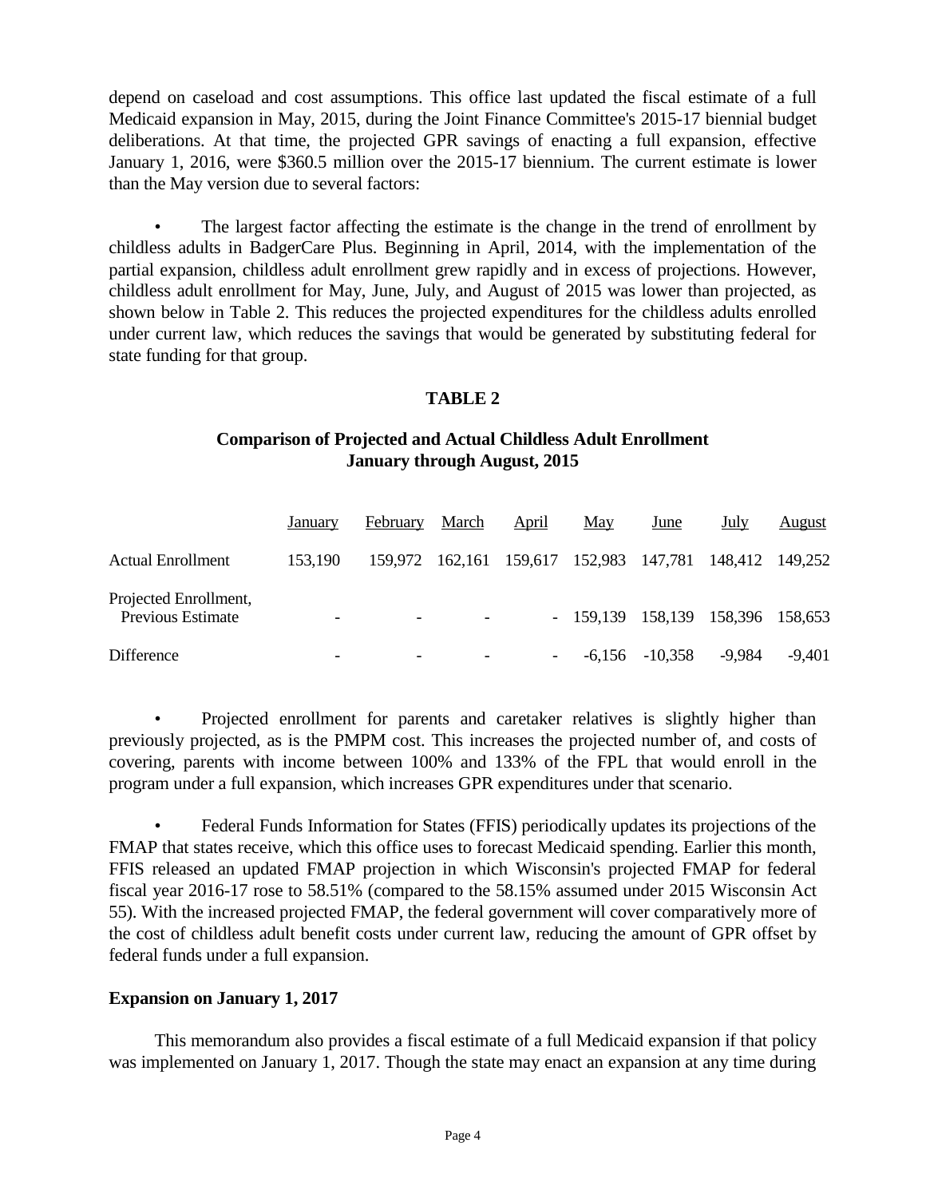depend on caseload and cost assumptions. This office last updated the fiscal estimate of a full Medicaid expansion in May, 2015, during the Joint Finance Committee's 2015-17 biennial budget deliberations. At that time, the projected GPR savings of enacting a full expansion, effective January 1, 2016, were $360.5 million over the 2015-17 biennium. The current estimate is lower than the May version due to several factors:

- The largest factor affecting the estimate is the change in the trend of enrollment by childless adults in BadgerCare Plus. Beginning in April, 2014, with the implementation of the partial expansion, childless adult enrollment grew rapidly and in excess of projections. However, childless adult enrollment for May, June, July, and August of 2015 was lower than projected, as shown below in Table 2. This reduces the projected expenditures for the childless adults enrolled under current law, which reduces the savings that would be generated by substituting federal for state funding for that group.

**TABLE 2**

**Comparison of Projected and Actual Childless Adult Enrollment**
**January through August, 2015**

| | January | February | March | April | May | June | July | August |
|---|---|---|---|---|---|---|---|---|
| Actual Enrollment | 153,190 | 159,972 | 162,161 | 159,617 | 152,983 | 147,781 | 148,412 | 149,252 |
| Projected Enrollment, Previous Estimate | - | - | - | - | 159,139 | 158,139 | 158,396 | 158,653 |
| Difference | - | - | - | - | -6,156 | -10,358 | -9,984 | -9,401 |

- Projected enrollment for parents and caretaker relatives is slightly higher than previously projected, as is the PMPM cost. This increases the projected number of, and costs of covering, parents with income between 100% and 133% of the FPL that would enroll in the program under a full expansion, which increases GPR expenditures under that scenario.

- Federal Funds Information for States (FFIS) periodically updates its projections of the FMAP that states receive, which this office uses to forecast Medicaid spending. Earlier this month, FFIS released an updated FMAP projection in which Wisconsin's projected FMAP for federal fiscal year 2016-17 rose to 58.51% (compared to the 58.15% assumed under 2015 Wisconsin Act 55). With the increased projected FMAP, the federal government will cover comparatively more of the cost of childless adult benefit costs under current law, reducing the amount of GPR offset by federal funds under a full expansion.

**Expansion on January 1, 2017**

This memorandum also provides a fiscal estimate of a full Medicaid expansion if that policy was implemented on January 1, 2017. Though the state may enact an expansion at any time during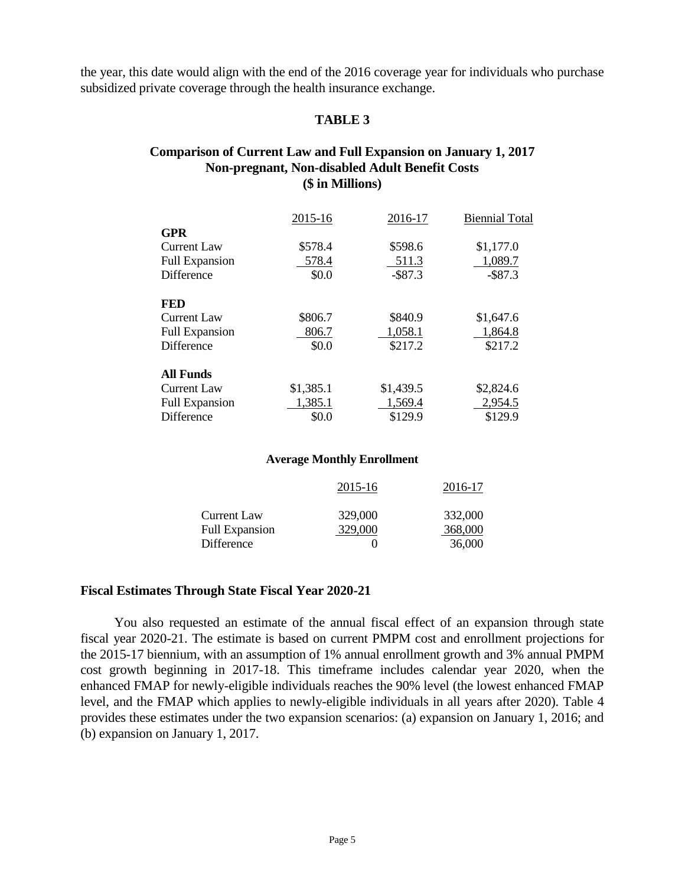the year, this date would align with the end of the 2016 coverage year for individuals who purchase subsidized private coverage through the health insurance exchange.

**TABLE 3**

**Comparison of Current Law and Full Expansion on January 1, 2017**
**Non-pregnant, Non-disabled Adult Benefit Costs**
**($ in Millions)**

| | 2015-16 | 2016-17 | Biennial Total |
|---|---|---|---|
| **GPR** | | | |
| Current Law | $578.4 | $598.6 | $1,177.0 |
| Full Expansion | 578.4 | 511.3 | 1,089.7 |
| Difference | $0.0 | -$87.3 | -$87.3 |
| **FED** | | | |
| Current Law | $806.7 | $840.9 | $1,647.6 |
| Full Expansion | 806.7 | 1,058.1 | 1,864.8 |
| Difference | $0.0 | $217.2 | $217.2 |
| **All Funds** | | | |
| Current Law | $1,385.1 | $1,439.5 | $2,824.6 |
| Full Expansion | 1,385.1 | 1,569.4 | 2,954.5 |
| Difference | $0.0 | $129.9 | $129.9 |

**Average Monthly Enrollment**

| | 2015-16 | 2016-17 |
|---|---|---|
| Current Law | 329,000 | 332,000 |
| Full Expansion | 329,000 | 368,000 |
| Difference | 0 | 36,000 |

**Fiscal Estimates Through State Fiscal Year 2020-21**

You also requested an estimate of the annual fiscal effect of an expansion through state fiscal year 2020-21. The estimate is based on current PMPM cost and enrollment projections for the 2015-17 biennium, with an assumption of 1% annual enrollment growth and 3% annual PMPM cost growth beginning in 2017-18. This timeframe includes calendar year 2020, when the enhanced FMAP for newly-eligible individuals reaches the 90% level (the lowest enhanced FMAP level, and the FMAP which applies to newly-eligible individuals in all years after 2020). Table 4 provides these estimates under the two expansion scenarios: (a) expansion on January 1, 2016; and (b) expansion on January 1, 2017.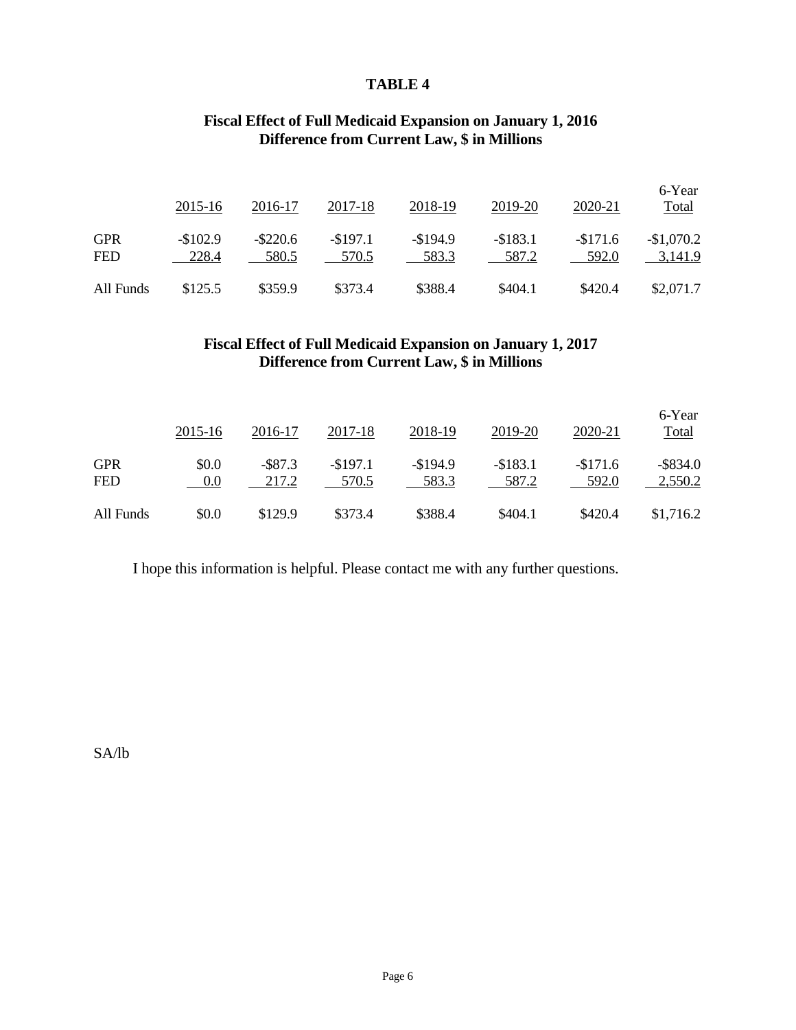**TABLE 4**

**Fiscal Effect of Full Medicaid Expansion on January 1, 2016**
**Difference from Current Law, $ in Millions**

| | 2015-16 | 2016-17 | 2017-18 | 2018-19 | 2019-20 | 2020-21 | 6-Year Total |
|---|---|---|---|---|---|---|---|
| GPR | -$102.9 | -$220.6 | -$197.1 | -$194.9 | -$183.1 | -$171.6 | -$1,070.2 |
| FED | 228.4 | 580.5 | 570.5 | 583.3 | 587.2 | 592.0 | 3,141.9 |
| All Funds | $125.5 | $359.9 | $373.4 | $388.4 | $404.1 | $420.4 | $2,071.7 |

**Fiscal Effect of Full Medicaid Expansion on January 1, 2017**
**Difference from Current Law, $ in Millions**

| | 2015-16 | 2016-17 | 2017-18 | 2018-19 | 2019-20 | 2020-21 | 6-Year Total |
|---|---|---|---|---|---|---|---|
| GPR | $0.0 | -$87.3 | -$197.1 | -$194.9 | -$183.1 | -$171.6 | -$834.0 |
| FED | 0.0 | 217.2 | 570.5 | 583.3 | 587.2 | 592.0 | 2,550.2 |
| All Funds | $0.0 | $129.9 | $373.4 | $388.4 | $404.1 | $420.4 | $1,716.2 |

I hope this information is helpful. Please contact me with any further questions.

SA/lb